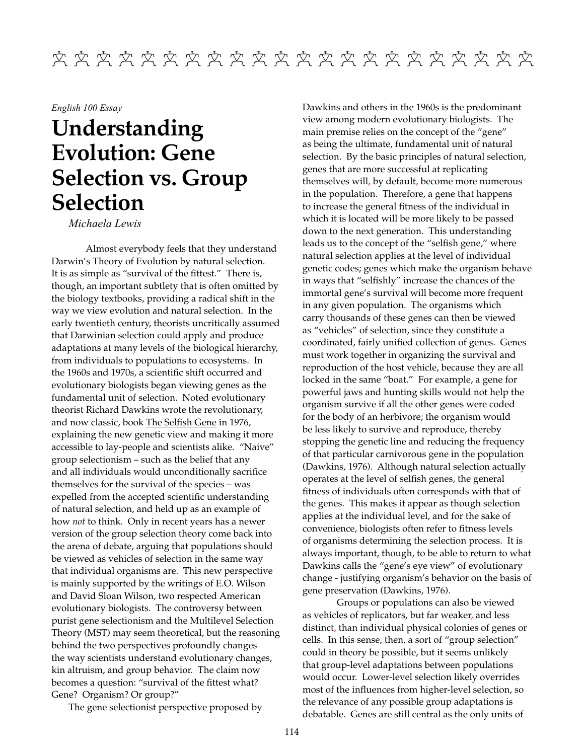*English 100 Essay*

# Understanding Evolution: Gene Selection vs. Group Selection

*Michaela Lewis*

Almost everybody feels that they understand Darwin's Theory of Evolution by natural selection. It is as simple as "survival of the fittest." There is, though, an important subtlety that is often omitted by the biology textbooks, providing a radical shift in the way we view evolution and natural selection. In the early twentieth century, theorists uncritically assumed that Darwinian selection could apply and produce adaptations at many levels of the biological hierarchy, from individuals to populations to ecosystems. In the 1960s and 1970s, a scientific shift occurred and evolutionary biologists began viewing genes as the fundamental unit of selection. Noted evolutionary theorist Richard Dawkins wrote the revolutionary, and now classic, book The Selfish Gene in 1976, explaining the new genetic view and making it more accessible to lay-people and scientists alike. "Naive" group selectionism – such as the belief that any and all individuals would unconditionally sacrifice themselves for the survival of the species – was expelled from the accepted scientific understanding of natural selection, and held up as an example of how *not* to think. Only in recent years has a newer version of the group selection theory come back into the arena of debate, arguing that populations should be viewed as vehicles of selection in the same way that individual organisms are. This new perspective is mainly supported by the writings of E.O. Wilson and David Sloan Wilson, two respected American evolutionary biologists. The controversy between purist gene selectionism and the Multilevel Selection Theory (MST) may seem theoretical, but the reasoning behind the two perspectives profoundly changes the way scientists understand evolutionary changes, kin altruism, and group behavior. The claim now becomes a question: "survival of the fittest what? Gene? Organism? Or group?"

The gene selectionist perspective proposed by Dawkins and others in the 1960s is the predominant view among modern evolutionary biologists. The main premise relies on the concept of the "gene" as being the ultimate, fundamental unit of natural selection. By the basic principles of natural selection, genes that are more successful at replicating themselves will, by default, become more numerous in the population. Therefore, a gene that happens to increase the general fitness of the individual in which it is located will be more likely to be passed down to the next generation. This understanding leads us to the concept of the "selfish gene," where natural selection applies at the level of individual genetic codes; genes which make the organism behave in ways that "selfishly" increase the chances of the immortal gene's survival will become more frequent in any given population. The organisms which carry thousands of these genes can then be viewed as "vehicles" of selection, since they constitute a coordinated, fairly unified collection of genes. Genes must work together in organizing the survival and reproduction of the host vehicle, because they are all locked in the same "boat." For example, a gene for powerful jaws and hunting skills would not help the organism survive if all the other genes were coded for the body of an herbivore; the organism would be less likely to survive and reproduce, thereby stopping the genetic line and reducing the frequency of that particular carnivorous gene in the population (Dawkins, 1976). Although natural selection actually operates at the level of selfish genes, the general fitness of individuals often corresponds with that of the genes. This makes it appear as though selection applies at the individual level, and for the sake of convenience, biologists often refer to fitness levels of organisms determining the selection process. It is always important, though, to be able to return to what Dawkins calls the "gene's eye view" of evolutionary change - justifying organism's behavior on the basis of gene preservation (Dawkins, 1976).

Groups or populations can also be viewed as vehicles of replicators, but far weaker, and less distinct, than individual physical colonies of genes or cells. In this sense, then, a sort of "group selection" could in theory be possible, but it seems unlikely that group-level adaptations between populations would occur. Lower-level selection likely overrides most of the influences from higher-level selection, so the relevance of any possible group adaptations is debatable. Genes are still central as the only units of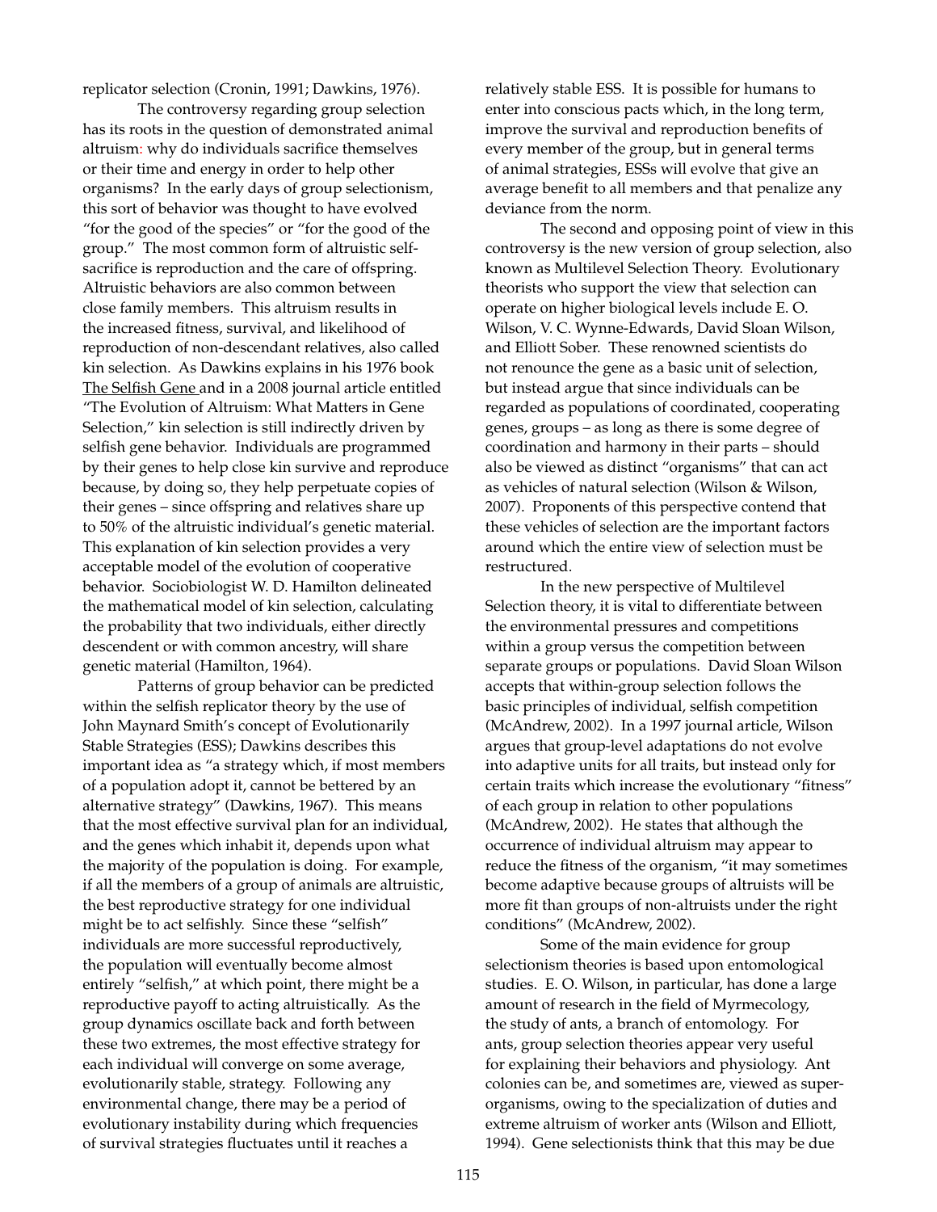replicator selection (Cronin, 1991; Dawkins, 1976).

The controversy regarding group selection has its roots in the question of demonstrated animal altruism: why do individuals sacrifice themselves or their time and energy in order to help other organisms? In the early days of group selectionism, this sort of behavior was thought to have evolved "for the good of the species" or "for the good of the group." The most common form of altruistic self-sacrifice is reproduction and the care of offspring. Altruistic behaviors are also common between close family members. This altruism results in the increased fitness, survival, and likelihood of reproduction of non-descendant relatives, also called kin selection. As Dawkins explains in his 1976 book The Selfish Gene and in a 2008 journal article entitled "The Evolution of Altruism: What Matters in Gene Selection," kin selection is still indirectly driven by selfish gene behavior. Individuals are programmed by their genes to help close kin survive and reproduce because, by doing so, they help perpetuate copies of their genes – since offspring and relatives share up to 50% of the altruistic individual's genetic material. This explanation of kin selection provides a very acceptable model of the evolution of cooperative behavior. Sociobiologist W. D. Hamilton delineated the mathematical model of kin selection, calculating the probability that two individuals, either directly descendent or with common ancestry, will share genetic material (Hamilton, 1964).

Patterns of group behavior can be predicted within the selfish replicator theory by the use of John Maynard Smith's concept of Evolutionarily Stable Strategies (ESS); Dawkins describes this important idea as "a strategy which, if most members of a population adopt it, cannot be bettered by an alternative strategy" (Dawkins, 1967). This means that the most effective survival plan for an individual, and the genes which inhabit it, depends upon what the majority of the population is doing. For example, if all the members of a group of animals are altruistic, the best reproductive strategy for one individual might be to act selfishly. Since these "selfish" individuals are more successful reproductively, the population will eventually become almost entirely "selfish," at which point, there might be a reproductive payoff to acting altruistically. As the group dynamics oscillate back and forth between these two extremes, the most effective strategy for each individual will converge on some average, evolutionarily stable, strategy. Following any environmental change, there may be a period of evolutionary instability during which frequencies of survival strategies fluctuates until it reaches a relatively stable ESS. It is possible for humans to enter into conscious pacts which, in the long term, improve the survival and reproduction benefits of every member of the group, but in general terms of animal strategies, ESSs will evolve that give an average benefit to all members and that penalize any deviance from the norm.

The second and opposing point of view in this controversy is the new version of group selection, also known as Multilevel Selection Theory. Evolutionary theorists who support the view that selection can operate on higher biological levels include E. O. Wilson, V. C. Wynne-Edwards, David Sloan Wilson, and Elliott Sober. These renowned scientists do not renounce the gene as a basic unit of selection, but instead argue that since individuals can be regarded as populations of coordinated, cooperating genes, groups – as long as there is some degree of coordination and harmony in their parts – should also be viewed as distinct "organisms" that can act as vehicles of natural selection (Wilson & Wilson, 2007). Proponents of this perspective contend that these vehicles of selection are the important factors around which the entire view of selection must be restructured.

In the new perspective of Multilevel Selection theory, it is vital to differentiate between the environmental pressures and competitions within a group versus the competition between separate groups or populations. David Sloan Wilson accepts that within-group selection follows the basic principles of individual, selfish competition (McAndrew, 2002). In a 1997 journal article, Wilson argues that group-level adaptations do not evolve into adaptive units for all traits, but instead only for certain traits which increase the evolutionary "fitness" of each group in relation to other populations (McAndrew, 2002). He states that although the occurrence of individual altruism may appear to reduce the fitness of the organism, "it may sometimes become adaptive because groups of altruists will be more fit than groups of non-altruists under the right conditions" (McAndrew, 2002).

Some of the main evidence for group selectionism theories is based upon entomological studies. E. O. Wilson, in particular, has done a large amount of research in the field of Myrmecology, the study of ants, a branch of entomology. For ants, group selection theories appear very useful for explaining their behaviors and physiology. Ant colonies can be, and sometimes are, viewed as super-organisms, owing to the specialization of duties and extreme altruism of worker ants (Wilson and Elliott, 1994). Gene selectionists think that this may be due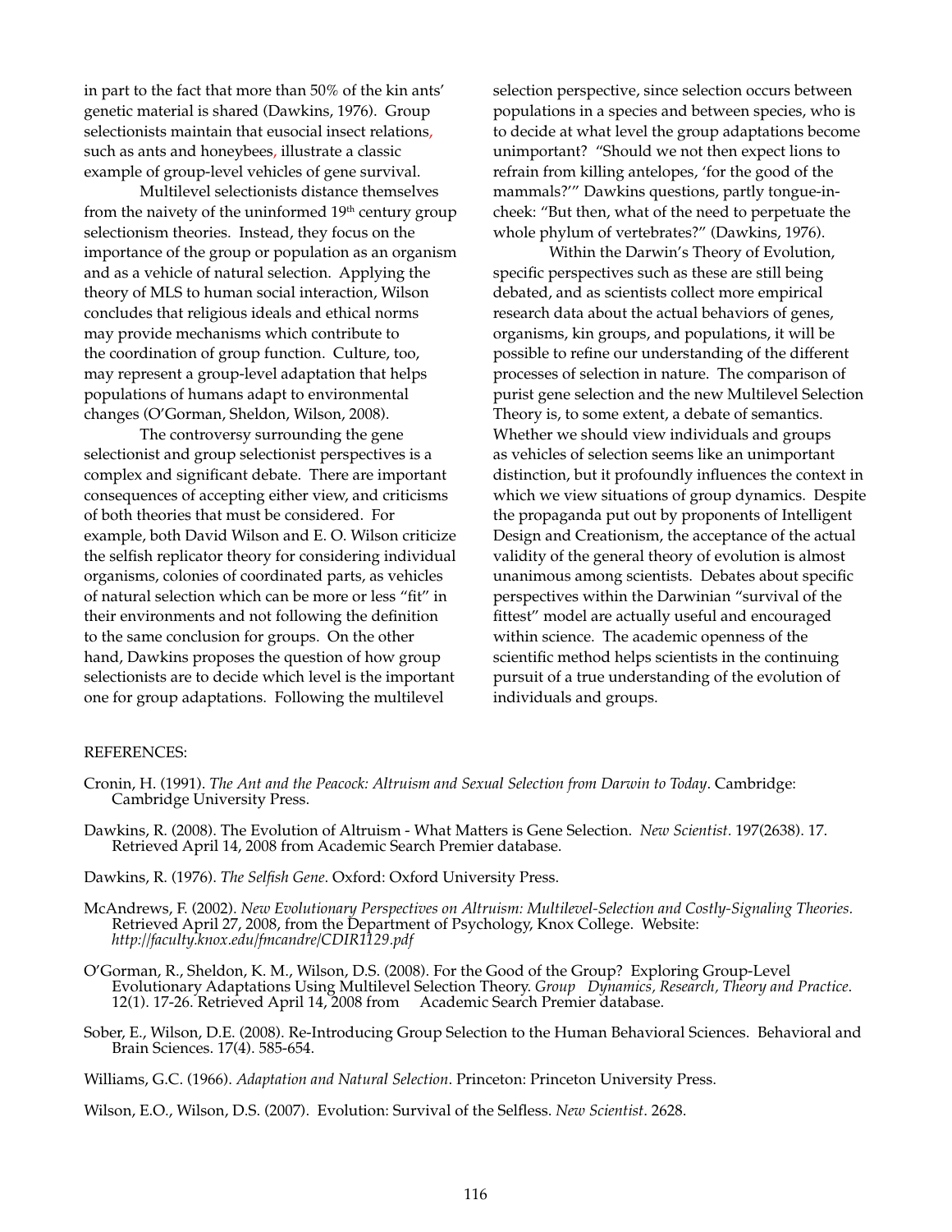in part to the fact that more than 50% of the kin ants' genetic material is shared (Dawkins, 1976). Group selectionists maintain that eusocial insect relations, such as ants and honeybees, illustrate a classic example of group-level vehicles of gene survival.

Multilevel selectionists distance themselves from the naivety of the uninformed 19th century group selectionism theories. Instead, they focus on the importance of the group or population as an organism and as a vehicle of natural selection. Applying the theory of MLS to human social interaction, Wilson concludes that religious ideals and ethical norms may provide mechanisms which contribute to the coordination of group function. Culture, too, may represent a group-level adaptation that helps populations of humans adapt to environmental changes (O'Gorman, Sheldon, Wilson, 2008).

The controversy surrounding the gene selectionist and group selectionist perspectives is a complex and significant debate. There are important consequences of accepting either view, and criticisms of both theories that must be considered. For example, both David Wilson and E. O. Wilson criticize the selfish replicator theory for considering individual organisms, colonies of coordinated parts, as vehicles of natural selection which can be more or less "fit" in their environments and not following the definition to the same conclusion for groups. On the other hand, Dawkins proposes the question of how group selectionists are to decide which level is the important one for group adaptations. Following the multilevel selection perspective, since selection occurs between populations in a species and between species, who is to decide at what level the group adaptations become unimportant? "Should we not then expect lions to refrain from killing antelopes, 'for the good of the mammals?'" Dawkins questions, partly tongue-in-cheek: "But then, what of the need to perpetuate the whole phylum of vertebrates?" (Dawkins, 1976).

Within the Darwin's Theory of Evolution, specific perspectives such as these are still being debated, and as scientists collect more empirical research data about the actual behaviors of genes, organisms, kin groups, and populations, it will be possible to refine our understanding of the different processes of selection in nature. The comparison of purist gene selection and the new Multilevel Selection Theory is, to some extent, a debate of semantics. Whether we should view individuals and groups as vehicles of selection seems like an unimportant distinction, but it profoundly influences the context in which we view situations of group dynamics. Despite the propaganda put out by proponents of Intelligent Design and Creationism, the acceptance of the actual validity of the general theory of evolution is almost unanimous among scientists. Debates about specific perspectives within the Darwinian "survival of the fittest" model are actually useful and encouraged within science. The academic openness of the scientific method helps scientists in the continuing pursuit of a true understanding of the evolution of individuals and groups.

REFERENCES:

Cronin, H. (1991). *The Ant and the Peacock: Altruism and Sexual Selection from Darwin to Today*. Cambridge: Cambridge University Press.

Dawkins, R. (2008). The Evolution of Altruism - What Matters is Gene Selection. *New Scientist*. 197(2638). 17. Retrieved April 14, 2008 from Academic Search Premier database.

Dawkins, R. (1976). *The Selfish Gene*. Oxford: Oxford University Press.

McAndrews, F. (2002). *New Evolutionary Perspectives on Altruism: Multilevel-Selection and Costly-Signaling Theories.* Retrieved April 27, 2008, from the Department of Psychology, Knox College. Website: *http://faculty.knox.edu/fmcandre/CDIR1129.pdf*

O'Gorman, R., Sheldon, K. M., Wilson, D.S. (2008). For the Good of the Group? Exploring Group-Level Evolutionary Adaptations Using Multilevel Selection Theory. *Group Dynamics, Research, Theory and Practice*. 12(1). 17-26. Retrieved April 14, 2008 from Academic Search Premier database.

Sober, E., Wilson, D.E. (2008). Re-Introducing Group Selection to the Human Behavioral Sciences. Behavioral and Brain Sciences. 17(4). 585-654.

Williams, G.C. (1966). *Adaptation and Natural Selection*. Princeton: Princeton University Press.

Wilson, E.O., Wilson, D.S. (2007). Evolution: Survival of the Selfless. *New Scientist*. 2628.